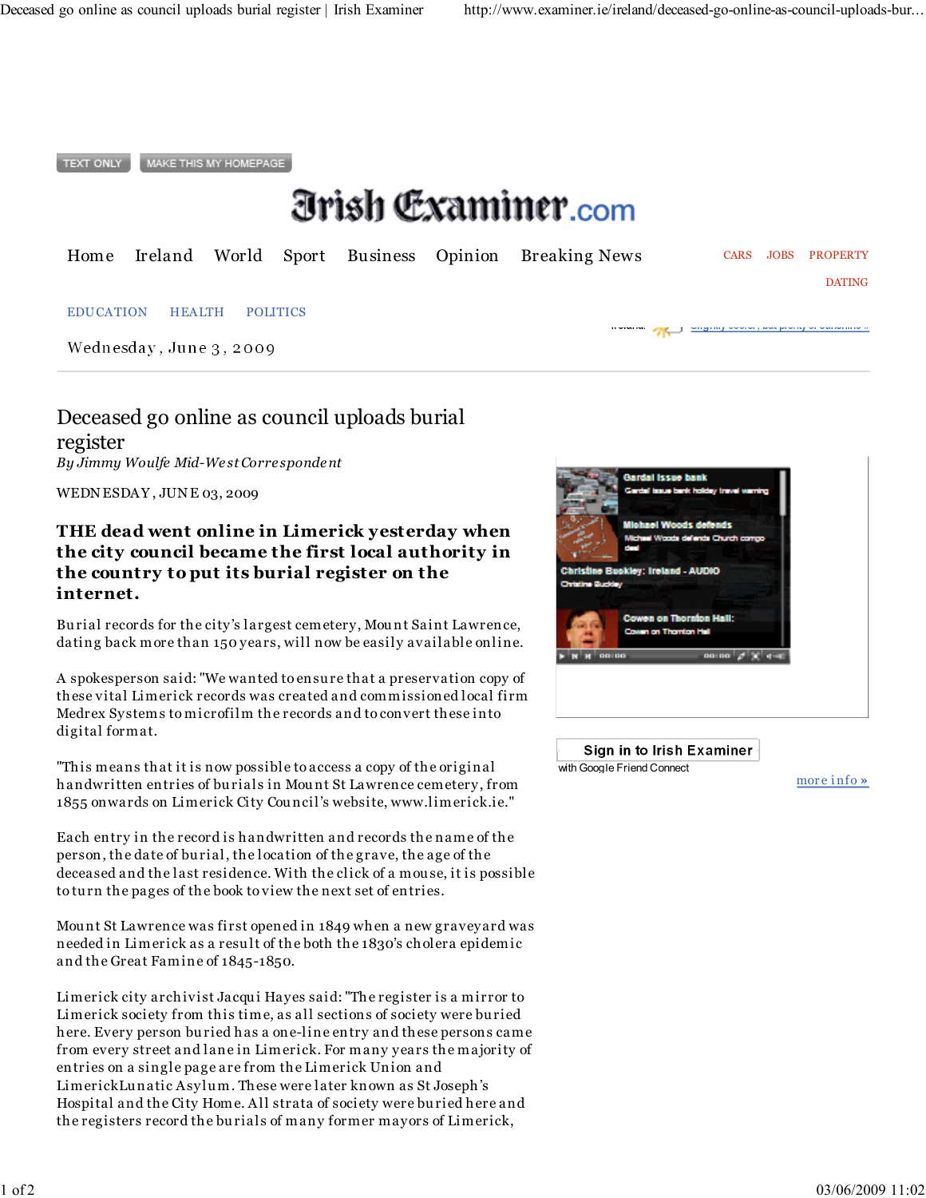# Deceased go online as council uploads burial register

*By Jimmy Woulfe Mid-West Correspondent*

WEDNESDAY, JUNE 03, 2009

**THE dead went online in Limerick yesterday when the city council became the first local authority in the country to put its burial register on the internet.**

Burial records for the city's largest cemetery, Mount Saint Lawrence, dating back more than 150 years, will now be easily available online.

A spokesperson said: "We wanted to ensure that a preservation copy of these vital Limerick records was created and commissioned local firm Medrex Systems to microfilm the records and to convert these into digital format.

"This means that it is now possible to access a copy of the original handwritten entries of burials in Mount St Lawrence cemetery, from 1855 onwards on Limerick City Council's website, www.limerick.ie."

Each entry in the record is handwritten and records the name of the person, the date of burial, the location of the grave, the age of the deceased and the last residence. With the click of a mouse, it is possible to turn the pages of the book to view the next set of entries.

Mount St Lawrence was first opened in 1849 when a new graveyard was needed in Limerick as a result of the both the 1830's cholera epidemic and the Great Famine of 1845-1850.

Limerick city archivist Jacqui Hayes said: "The register is a mirror to Limerick society from this time, as all sections of society were buried here. Every person buried has a one-line entry and these persons came from every street and lane in Limerick. For many years the majority of entries on a single page are from the Limerick Union and LimerickLunatic Asylum. These were later known as St Joseph's Hospital and the City Home. All strata of society were buried here and the registers record the burials of many former mayors of Limerick,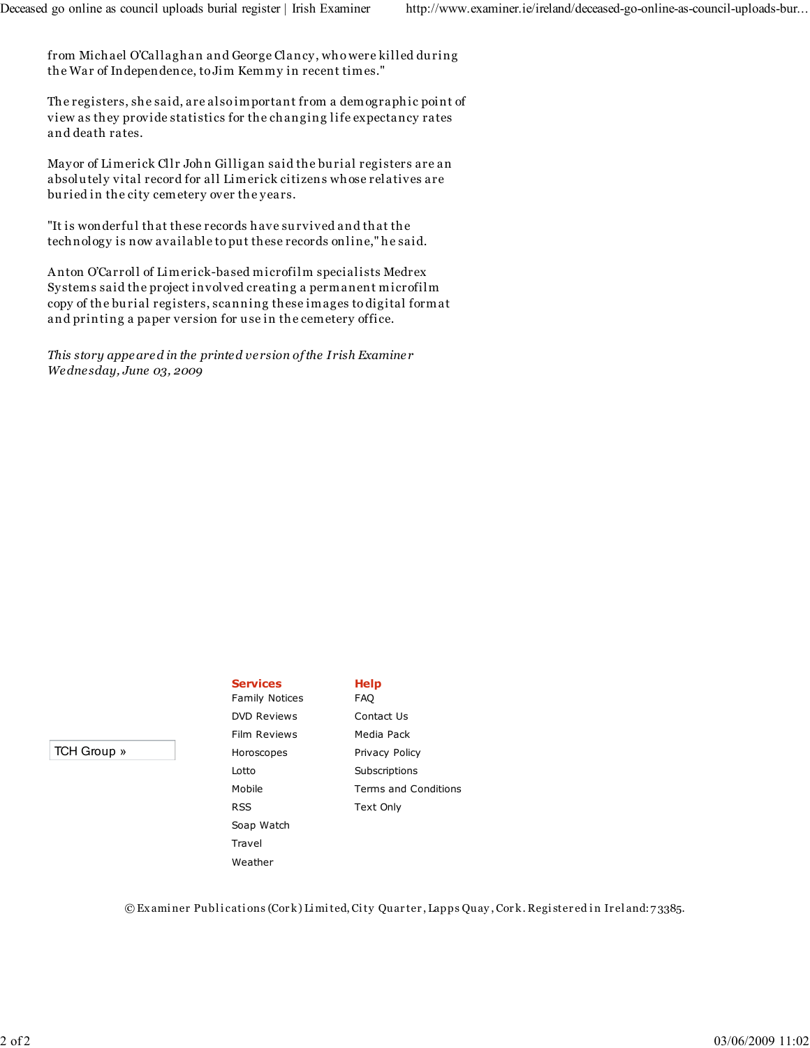from Michael O'Callaghan and George Clancy, who were killed during the War of Independence, to Jim Kemmy in recent times."

The registers, she said, are also important from a demographic point of view as they provide statistics for the changing life expectancy rates and death rates.

Mayor of Limerick Cllr John Gilligan said the burial registers are an absolutely vital record for all Limerick citizens whose relatives are buried in the city cemetery over the years.

"It is wonderful that these records have survived and that the technology is now available to put these records online," he said.

Anton O'Carroll of Limerick-based microfilm specialists Medrex Systems said the project involved creating a permanent microfilm copy of the burial registers, scanning these images to digital format and printing a paper version for use in the cemetery office.

*This story appeared in the printed version of the Irish Examiner Wednesday, June 03, 2009*

TCH Group »

**Services**
Family Notices
DVD Reviews
Film Reviews
Horoscopes
Lotto
Mobile
RSS
Soap Watch
Travel
Weather

**Help**
FAQ
Contact Us
Media Pack
Privacy Policy
Subscriptions
Terms and Conditions
Text Only

© Examiner Publications (Cork) Limited, City Quarter, Lapps Quay, Cork. Registered in Ireland: 73385.